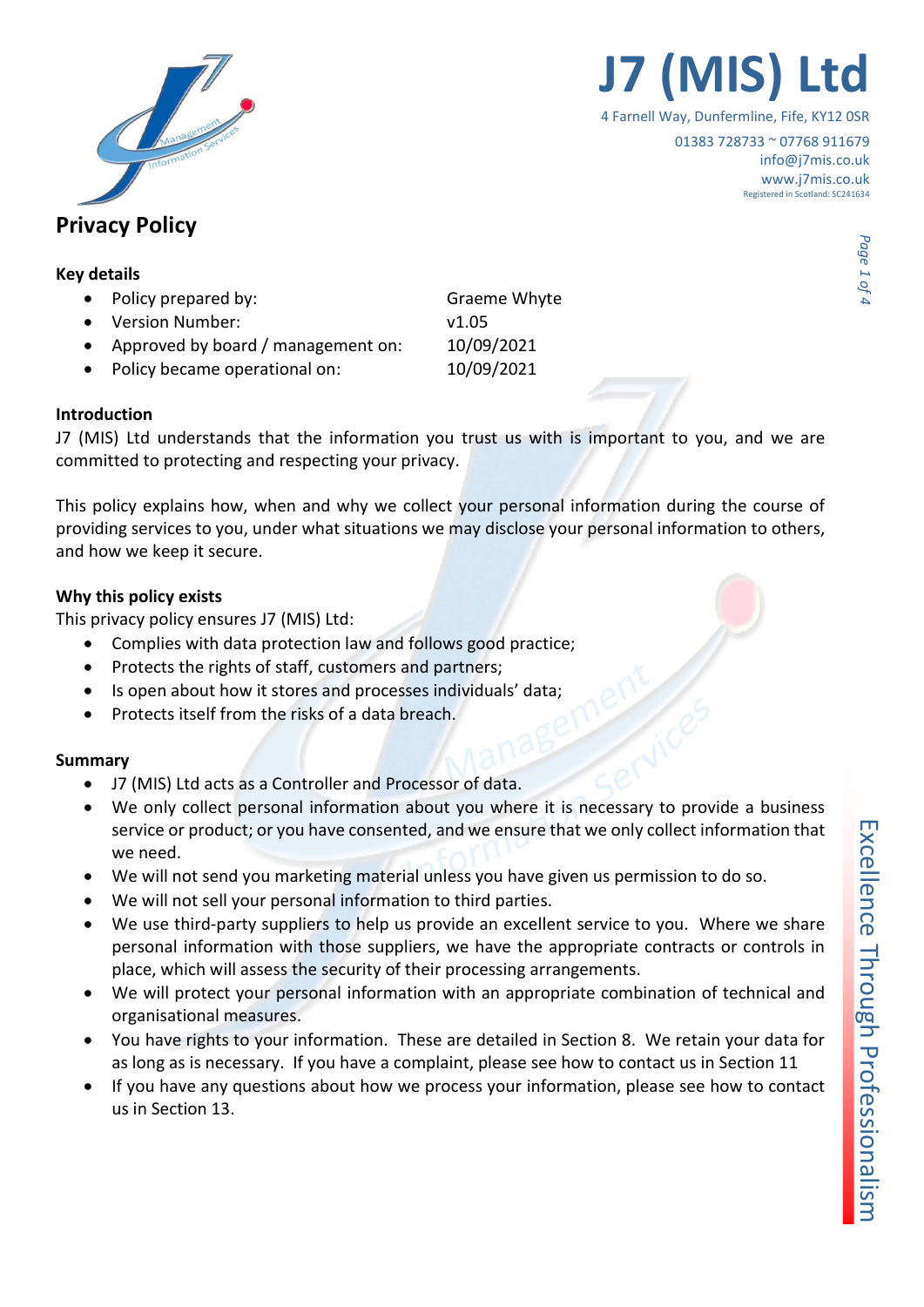# J7 (MIS) Ltd

4 Farnell Way, Dunfermline, Fife, KY12 0SR

01383 728733 ~ 07768 911679
info@j7mis.co.uk
www.j7mis.co.uk
Registered in Scotland: SC241634

## Privacy Policy

### Key details

- Policy prepared by: Graeme Whyte
- Version Number: v1.05
- Approved by board / management on: 10/09/2021
- Policy became operational on: 10/09/2021

### Introduction

J7 (MIS) Ltd understands that the information you trust us with is important to you, and we are committed to protecting and respecting your privacy.

This policy explains how, when and why we collect your personal information during the course of providing services to you, under what situations we may disclose your personal information to others, and how we keep it secure.

### Why this policy exists

This privacy policy ensures J7 (MIS) Ltd:

- Complies with data protection law and follows good practice;
- Protects the rights of staff, customers and partners;
- Is open about how it stores and processes individuals' data;
- Protects itself from the risks of a data breach.

### Summary

- J7 (MIS) Ltd acts as a Controller and Processor of data.
- We only collect personal information about you where it is necessary to provide a business service or product; or you have consented, and we ensure that we only collect information that we need.
- We will not send you marketing material unless you have given us permission to do so.
- We will not sell your personal information to third parties.
- We use third-party suppliers to help us provide an excellent service to you. Where we share personal information with those suppliers, we have the appropriate contracts or controls in place, which will assess the security of their processing arrangements.
- We will protect your personal information with an appropriate combination of technical and organisational measures.
- You have rights to your information. These are detailed in Section 8. We retain your data for as long as is necessary. If you have a complaint, please see how to contact us in Section 11
- If you have any questions about how we process your information, please see how to contact us in Section 13.

Excellence Through Professionalism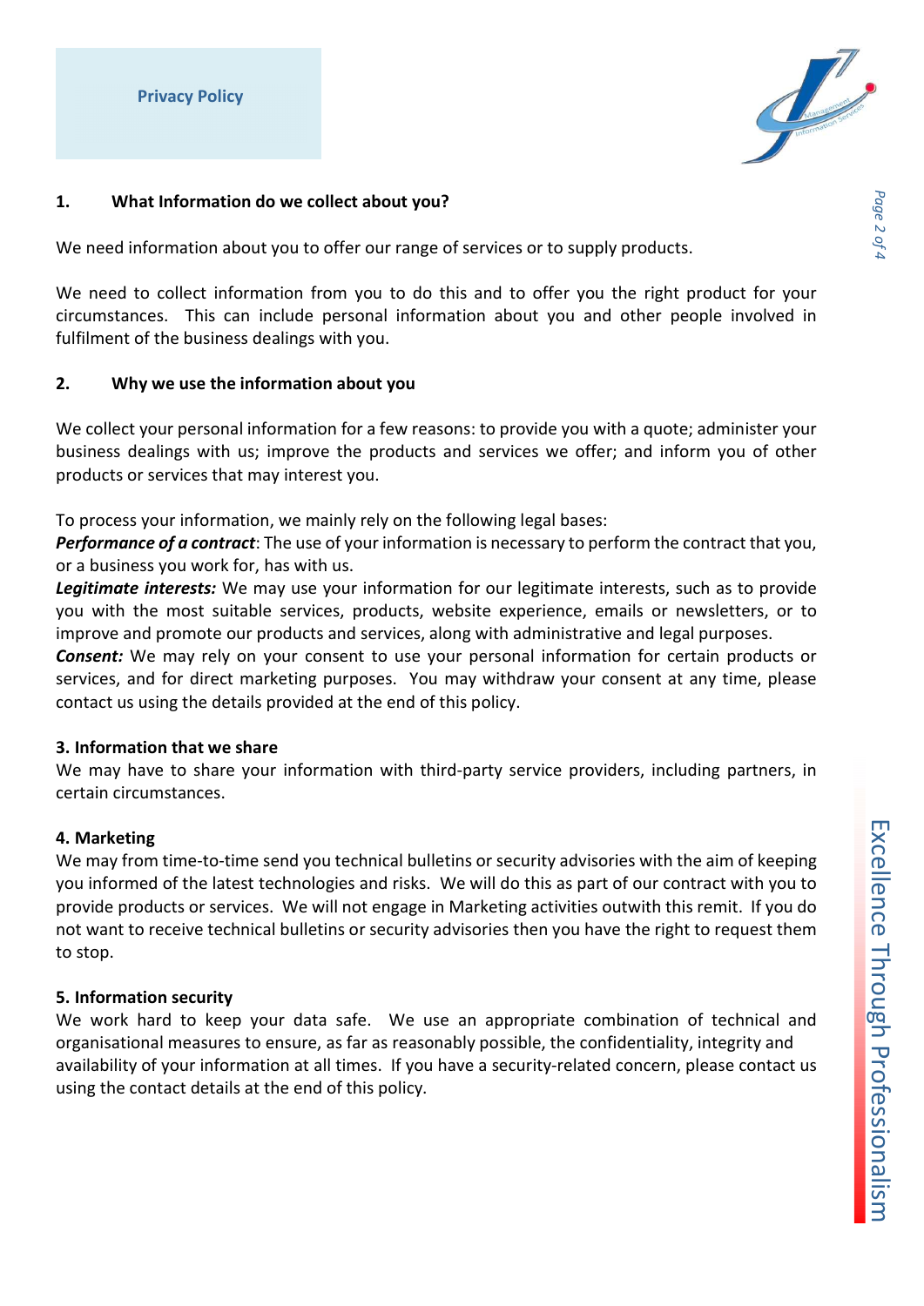**Privacy Policy**

## 1. What Information do we collect about you?

We need information about you to offer our range of services or to supply products.

We need to collect information from you to do this and to offer you the right product for your circumstances. This can include personal information about you and other people involved in fulfilment of the business dealings with you.

## 2. Why we use the information about you

We collect your personal information for a few reasons: to provide you with a quote; administer your business dealings with us; improve the products and services we offer; and inform you of other products or services that may interest you.

To process your information, we mainly rely on the following legal bases:
***Performance of a contract***: The use of your information is necessary to perform the contract that you, or a business you work for, has with us.
***Legitimate interests:*** We may use your information for our legitimate interests, such as to provide you with the most suitable services, products, website experience, emails or newsletters, or to improve and promote our products and services, along with administrative and legal purposes.
***Consent:*** We may rely on your consent to use your personal information for certain products or services, and for direct marketing purposes. You may withdraw your consent at any time, please contact us using the details provided at the end of this policy.

## 3. Information that we share

We may have to share your information with third-party service providers, including partners, in certain circumstances.

## 4. Marketing

We may from time-to-time send you technical bulletins or security advisories with the aim of keeping you informed of the latest technologies and risks. We will do this as part of our contract with you to provide products or services. We will not engage in Marketing activities outwith this remit. If you do not want to receive technical bulletins or security advisories then you have the right to request them to stop.

## 5. Information security

We work hard to keep your data safe. We use an appropriate combination of technical and organisational measures to ensure, as far as reasonably possible, the confidentiality, integrity and availability of your information at all times. If you have a security-related concern, please contact us using the contact details at the end of this policy.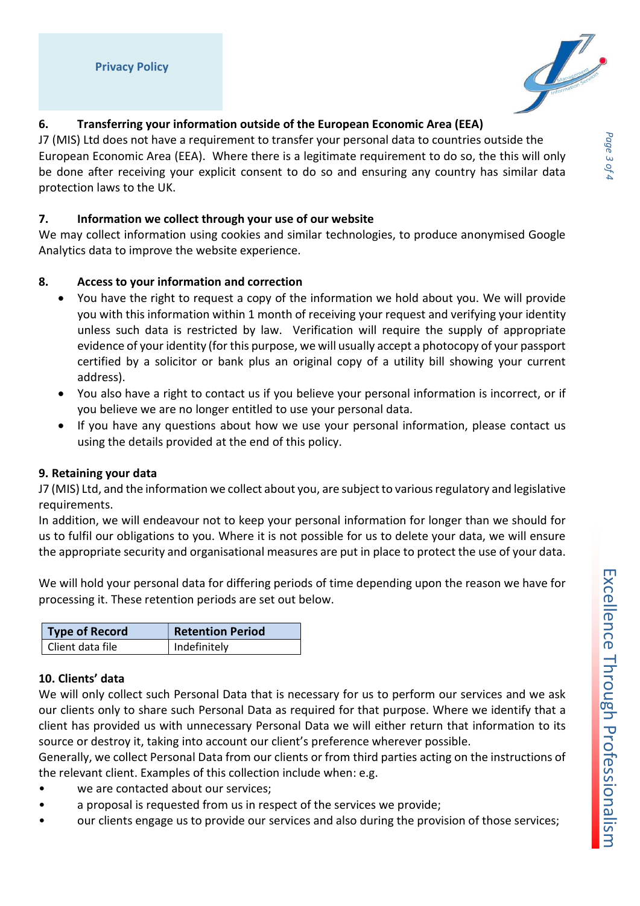### 6. Transferring your information outside of the European Economic Area (EEA)

J7 (MIS) Ltd does not have a requirement to transfer your personal data to countries outside the European Economic Area (EEA). Where there is a legitimate requirement to do so, the this will only be done after receiving your explicit consent to do so and ensuring any country has similar data protection laws to the UK.

### 7. Information we collect through your use of our website

We may collect information using cookies and similar technologies, to produce anonymised Google Analytics data to improve the website experience.

### 8. Access to your information and correction

- You have the right to request a copy of the information we hold about you. We will provide you with this information within 1 month of receiving your request and verifying your identity unless such data is restricted by law. Verification will require the supply of appropriate evidence of your identity (for this purpose, we will usually accept a photocopy of your passport certified by a solicitor or bank plus an original copy of a utility bill showing your current address).
- You also have a right to contact us if you believe your personal information is incorrect, or if you believe we are no longer entitled to use your personal data.
- If you have any questions about how we use your personal information, please contact us using the details provided at the end of this policy.

### 9. Retaining your data

J7 (MIS) Ltd, and the information we collect about you, are subject to various regulatory and legislative requirements.

In addition, we will endeavour not to keep your personal information for longer than we should for us to fulfil our obligations to you. Where it is not possible for us to delete your data, we will ensure the appropriate security and organisational measures are put in place to protect the use of your data.

We will hold your personal data for differing periods of time depending upon the reason we have for processing it. These retention periods are set out below.

| Type of Record | Retention Period |
| --- | --- |
| Client data file | Indefinitely |

### 10. Clients' data

We will only collect such Personal Data that is necessary for us to perform our services and we ask our clients only to share such Personal Data as required for that purpose. Where we identify that a client has provided us with unnecessary Personal Data we will either return that information to its source or destroy it, taking into account our client's preference wherever possible.

Generally, we collect Personal Data from our clients or from third parties acting on the instructions of the relevant client. Examples of this collection include when: e.g.

- we are contacted about our services;
- a proposal is requested from us in respect of the services we provide;
- our clients engage us to provide our services and also during the provision of those services;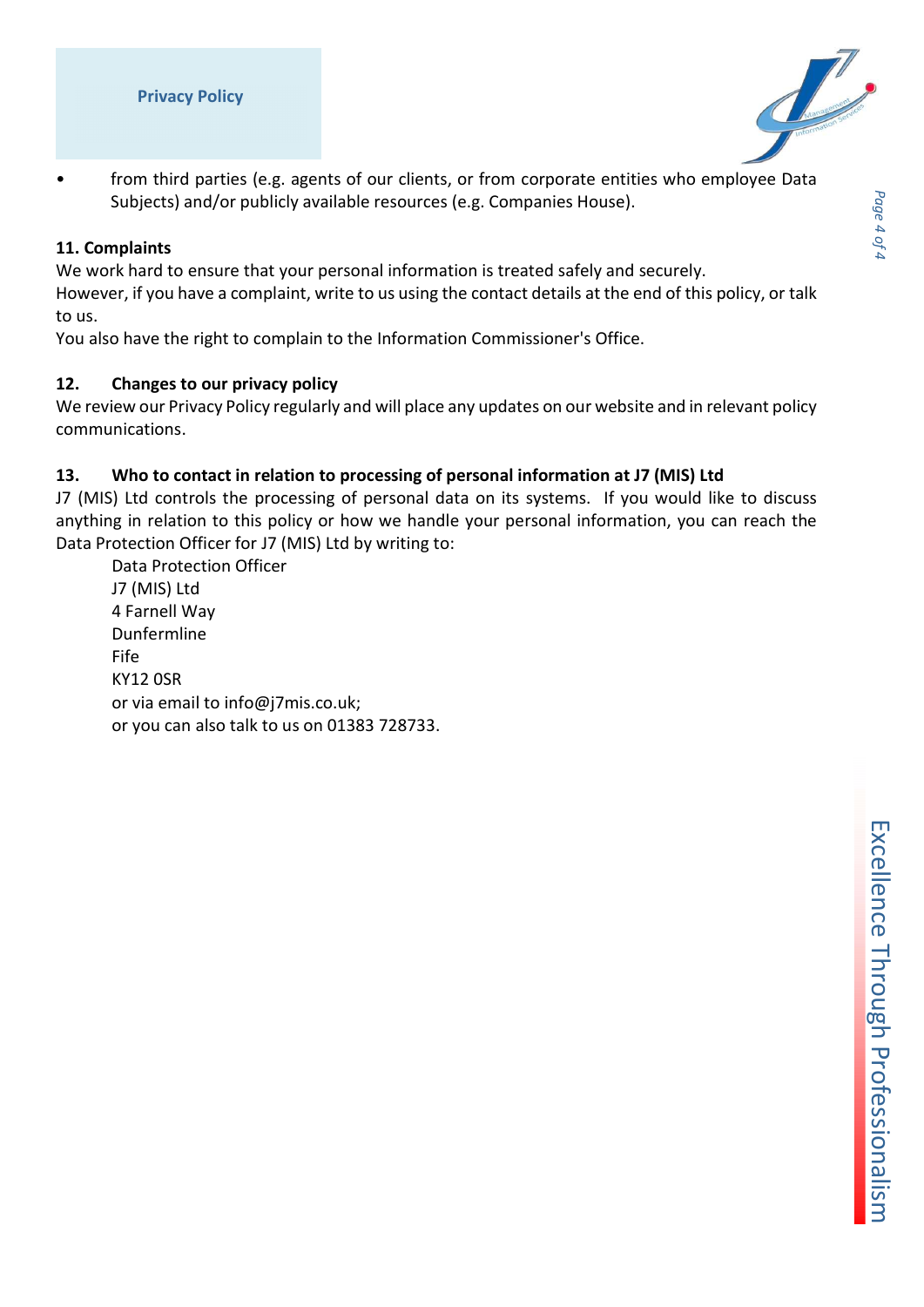- from third parties (e.g. agents of our clients, or from corporate entities who employee Data Subjects) and/or publicly available resources (e.g. Companies House).

**11. Complaints**

We work hard to ensure that your personal information is treated safely and securely.
However, if you have a complaint, write to us using the contact details at the end of this policy, or talk to us.
You also have the right to complain to the Information Commissioner's Office.

**12. Changes to our privacy policy**

We review our Privacy Policy regularly and will place any updates on our website and in relevant policy communications.

**13. Who to contact in relation to processing of personal information at J7 (MIS) Ltd**

J7 (MIS) Ltd controls the processing of personal data on its systems. If you would like to discuss anything in relation to this policy or how we handle your personal information, you can reach the Data Protection Officer for J7 (MIS) Ltd by writing to:

Data Protection Officer
J7 (MIS) Ltd
4 Farnell Way
Dunfermline
Fife
KY12 0SR
or via email to info@j7mis.co.uk;
or you can also talk to us on 01383 728733.